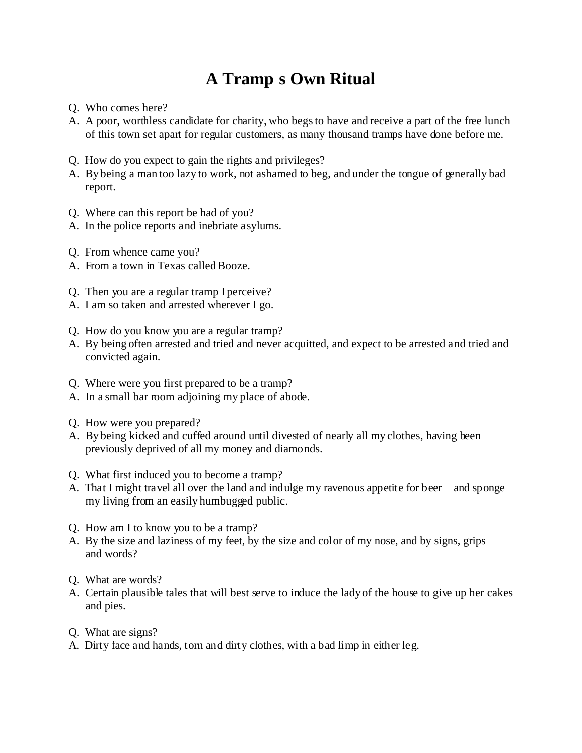# A Tramp s Own Ritual

Q. Who comes here?

A. A poor, worthless candidate for charity, who begs to have and receive a part of the free lunch of this town set apart for regular customers, as many thousand tramps have done before me.

Q. How do you expect to gain the rights and privileges?

A. By being a man too lazy to work, not ashamed to beg, and under the tongue of generally bad report.

Q. Where can this report be had of you?

A. In the police reports and inebriate asylums.

Q. From whence came you?

A. From a town in Texas called Booze.

Q. Then you are a regular tramp I perceive?

A. I am so taken and arrested wherever I go.

Q. How do you know you are a regular tramp?

A. By being often arrested and tried and never acquitted, and expect to be arrested and tried and convicted again.

Q. Where were you first prepared to be a tramp?

A. In a small bar room adjoining my place of abode.

Q. How were you prepared?

A. By being kicked and cuffed around until divested of nearly all my clothes, having been previously deprived of all my money and diamonds.

Q. What first induced you to become a tramp?

A. That I might travel all over the land and indulge my ravenous appetite for beer and sponge my living from an easily humbugged public.

Q. How am I to know you to be a tramp?

A. By the size and laziness of my feet, by the size and color of my nose, and by signs, grips and words?

Q. What are words?

A. Certain plausible tales that will best serve to induce the lady of the house to give up her cakes and pies.

Q. What are signs?

A. Dirty face and hands, torn and dirty clothes, with a bad limp in either leg.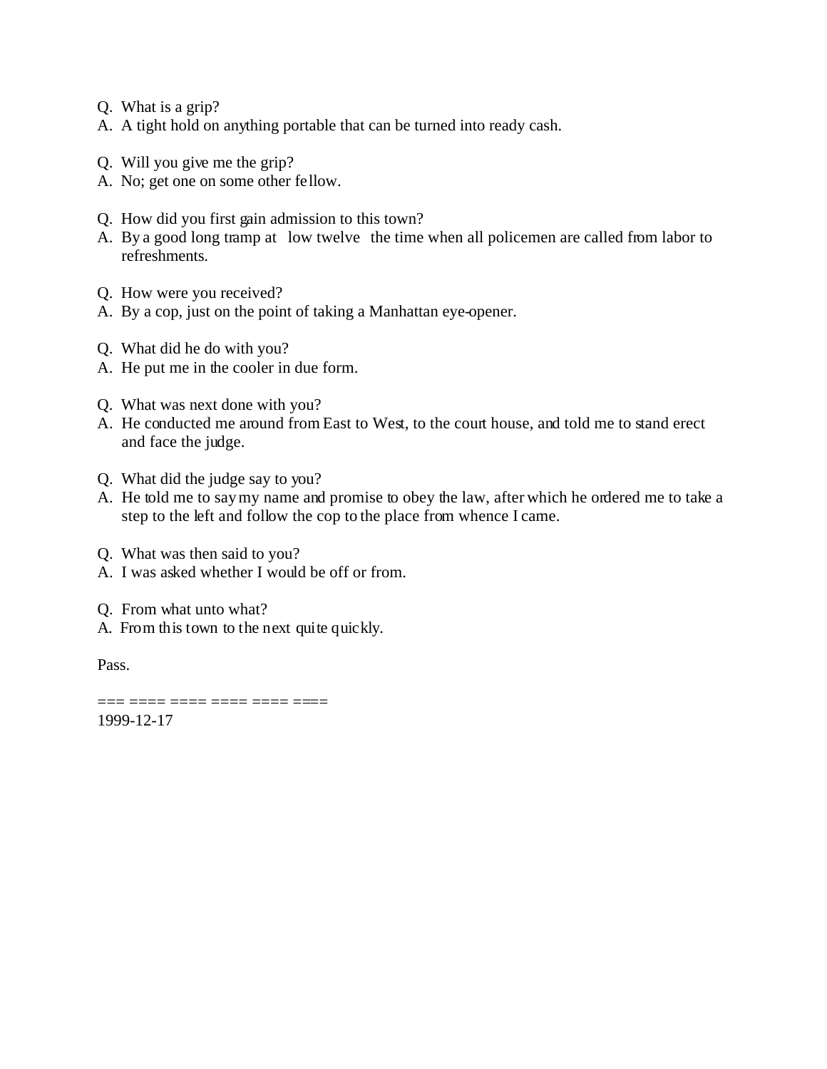Q. What is a grip?
A. A tight hold on anything portable that can be turned into ready cash.

Q. Will you give me the grip?
A. No; get one on some other fellow.

Q. How did you first gain admission to this town?
A. By a good long tramp at low twelve the time when all policemen are called from labor to refreshments.

Q. How were you received?
A. By a cop, just on the point of taking a Manhattan eye-opener.

Q. What did he do with you?
A. He put me in the cooler in due form.

Q. What was next done with you?
A. He conducted me around from East to West, to the court house, and told me to stand erect and face the judge.

Q. What did the judge say to you?
A. He told me to say my name and promise to obey the law, after which he ordered me to take a step to the left and follow the cop to the place from whence I came.

Q. What was then said to you?
A. I was asked whether I would be off or from.

Q. From what unto what?
A. From this town to the next quite quickly.

Pass.

=== ==== ==== ==== ==== ====
1999-12-17